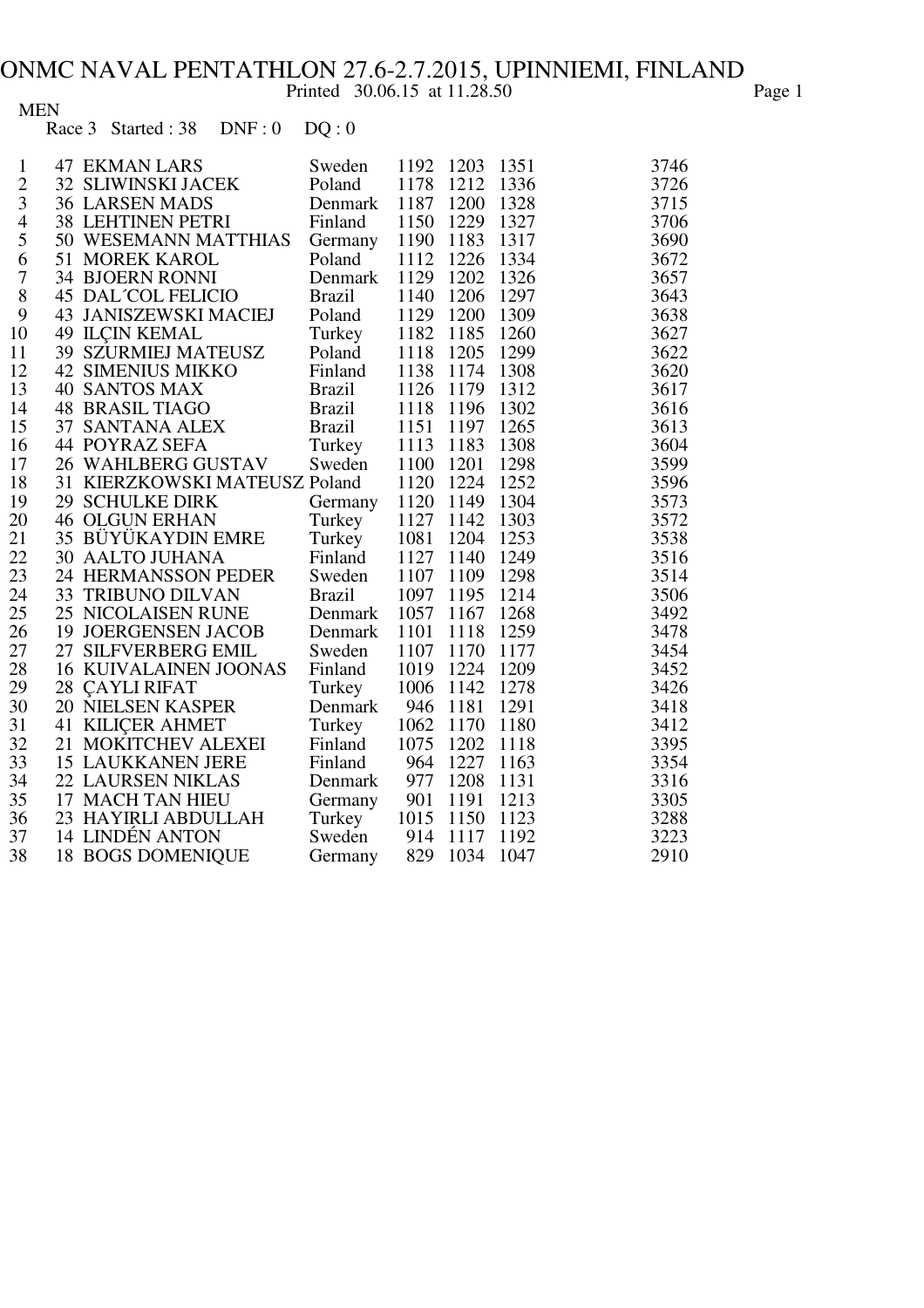# ONMC NAVAL PENTATHLON 27.6-2.7.2015, UPINNIEMI, FINLAND

Printed 30.06.15 at 11.28.50

MEN

Race 3 Started : 38 DNF : 0 DQ : 0

| | | | | | | | |
|---|---|---|---|---|---|---|---|
| 1 | 47 | EKMAN LARS | Sweden | 1192 | 1203 | 1351 | 3746 |
| 2 | 32 | SLIWINSKI JACEK | Poland | 1178 | 1212 | 1336 | 3726 |
| 3 | 36 | LARSEN MADS | Denmark | 1187 | 1200 | 1328 | 3715 |
| 4 | 38 | LEHTINEN PETRI | Finland | 1150 | 1229 | 1327 | 3706 |
| 5 | 50 | WESEMANN MATTHIAS | Germany | 1190 | 1183 | 1317 | 3690 |
| 6 | 51 | MOREK KAROL | Poland | 1112 | 1226 | 1334 | 3672 |
| 7 | 34 | BJOERN RONNI | Denmark | 1129 | 1202 | 1326 | 3657 |
| 8 | 45 | DAL´COL FELICIO | Brazil | 1140 | 1206 | 1297 | 3643 |
| 9 | 43 | JANISZEWSKI MACIEJ | Poland | 1129 | 1200 | 1309 | 3638 |
| 10 | 49 | ILÇIN KEMAL | Turkey | 1182 | 1185 | 1260 | 3627 |
| 11 | 39 | SZURMIEJ MATEUSZ | Poland | 1118 | 1205 | 1299 | 3622 |
| 12 | 42 | SIMENIUS MIKKO | Finland | 1138 | 1174 | 1308 | 3620 |
| 13 | 40 | SANTOS MAX | Brazil | 1126 | 1179 | 1312 | 3617 |
| 14 | 48 | BRASIL TIAGO | Brazil | 1118 | 1196 | 1302 | 3616 |
| 15 | 37 | SANTANA ALEX | Brazil | 1151 | 1197 | 1265 | 3613 |
| 16 | 44 | POYRAZ SEFA | Turkey | 1113 | 1183 | 1308 | 3604 |
| 17 | 26 | WAHLBERG GUSTAV | Sweden | 1100 | 1201 | 1298 | 3599 |
| 18 | 31 | KIERZKOWSKI MATEUSZ | Poland | 1120 | 1224 | 1252 | 3596 |
| 19 | 29 | SCHULKE DIRK | Germany | 1120 | 1149 | 1304 | 3573 |
| 20 | 46 | OLGUN ERHAN | Turkey | 1127 | 1142 | 1303 | 3572 |
| 21 | 35 | BÜYÜKAYDIN EMRE | Turkey | 1081 | 1204 | 1253 | 3538 |
| 22 | 30 | AALTO JUHANA | Finland | 1127 | 1140 | 1249 | 3516 |
| 23 | 24 | HERMANSSON PEDER | Sweden | 1107 | 1109 | 1298 | 3514 |
| 24 | 33 | TRIBUNO DILVAN | Brazil | 1097 | 1195 | 1214 | 3506 |
| 25 | 25 | NICOLAISEN RUNE | Denmark | 1057 | 1167 | 1268 | 3492 |
| 26 | 19 | JOERGENSEN JACOB | Denmark | 1101 | 1118 | 1259 | 3478 |
| 27 | 27 | SILFVERBERG EMIL | Sweden | 1107 | 1170 | 1177 | 3454 |
| 28 | 16 | KUIVALAINEN JOONAS | Finland | 1019 | 1224 | 1209 | 3452 |
| 29 | 28 | ÇAYLI RIFAT | Turkey | 1006 | 1142 | 1278 | 3426 |
| 30 | 20 | NIELSEN KASPER | Denmark | 946 | 1181 | 1291 | 3418 |
| 31 | 41 | KILIÇER AHMET | Turkey | 1062 | 1170 | 1180 | 3412 |
| 32 | 21 | MOKITCHEV ALEXEI | Finland | 1075 | 1202 | 1118 | 3395 |
| 33 | 15 | LAUKKANEN JERE | Finland | 964 | 1227 | 1163 | 3354 |
| 34 | 22 | LAURSEN NIKLAS | Denmark | 977 | 1208 | 1131 | 3316 |
| 35 | 17 | MACH TAN HIEU | Germany | 901 | 1191 | 1213 | 3305 |
| 36 | 23 | HAYIRLI ABDULLAH | Turkey | 1015 | 1150 | 1123 | 3288 |
| 37 | 14 | LINDÉN ANTON | Sweden | 914 | 1117 | 1192 | 3223 |
| 38 | 18 | BOGS DOMENIQUE | Germany | 829 | 1034 | 1047 | 2910 |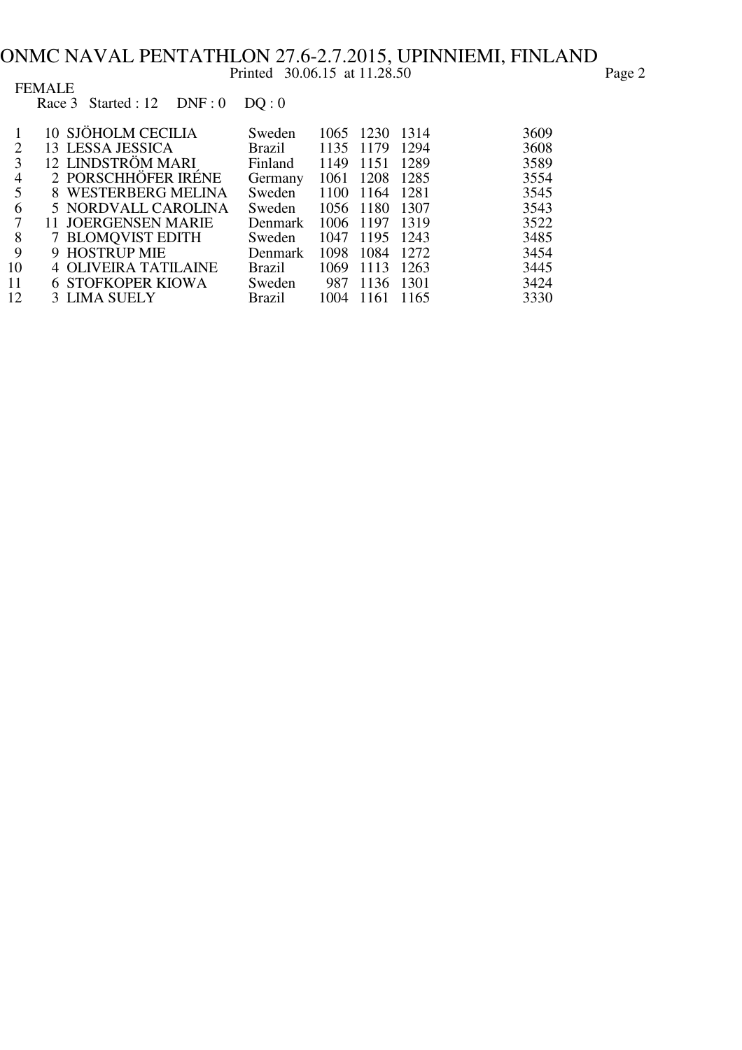# ONMC NAVAL PENTATHLON 27.6-2.7.2015, UPINNIEMI, FINLAND

Printed 30.06.15 at 11.28.50

FEMALE

Race 3 Started : 12 DNF : 0 DQ : 0

| | | | | | | | |
|---|---|---|---|---|---|---|---|
| 1 | 10 | SJÖHOLM CECILIA | Sweden | 1065 | 1230 | 1314 | 3609 |
| 2 | 13 | LESSA JESSICA | Brazil | 1135 | 1179 | 1294 | 3608 |
| 3 | 12 | LINDSTRÖM MARI | Finland | 1149 | 1151 | 1289 | 3589 |
| 4 | 2 | PORSCHHÖFER IRÉNE | Germany | 1061 | 1208 | 1285 | 3554 |
| 5 | 8 | WESTERBERG MELINA | Sweden | 1100 | 1164 | 1281 | 3545 |
| 6 | 5 | NORDVALL CAROLINA | Sweden | 1056 | 1180 | 1307 | 3543 |
| 7 | 11 | JOERGENSEN MARIE | Denmark | 1006 | 1197 | 1319 | 3522 |
| 8 | 7 | BLOMQVIST EDITH | Sweden | 1047 | 1195 | 1243 | 3485 |
| 9 | 9 | HOSTRUP MIE | Denmark | 1098 | 1084 | 1272 | 3454 |
| 10 | 4 | OLIVEIRA TATILAINE | Brazil | 1069 | 1113 | 1263 | 3445 |
| 11 | 6 | STOFKOPER KIOWA | Sweden | 987 | 1136 | 1301 | 3424 |
| 12 | 3 | LIMA SUELY | Brazil | 1004 | 1161 | 1165 | 3330 |